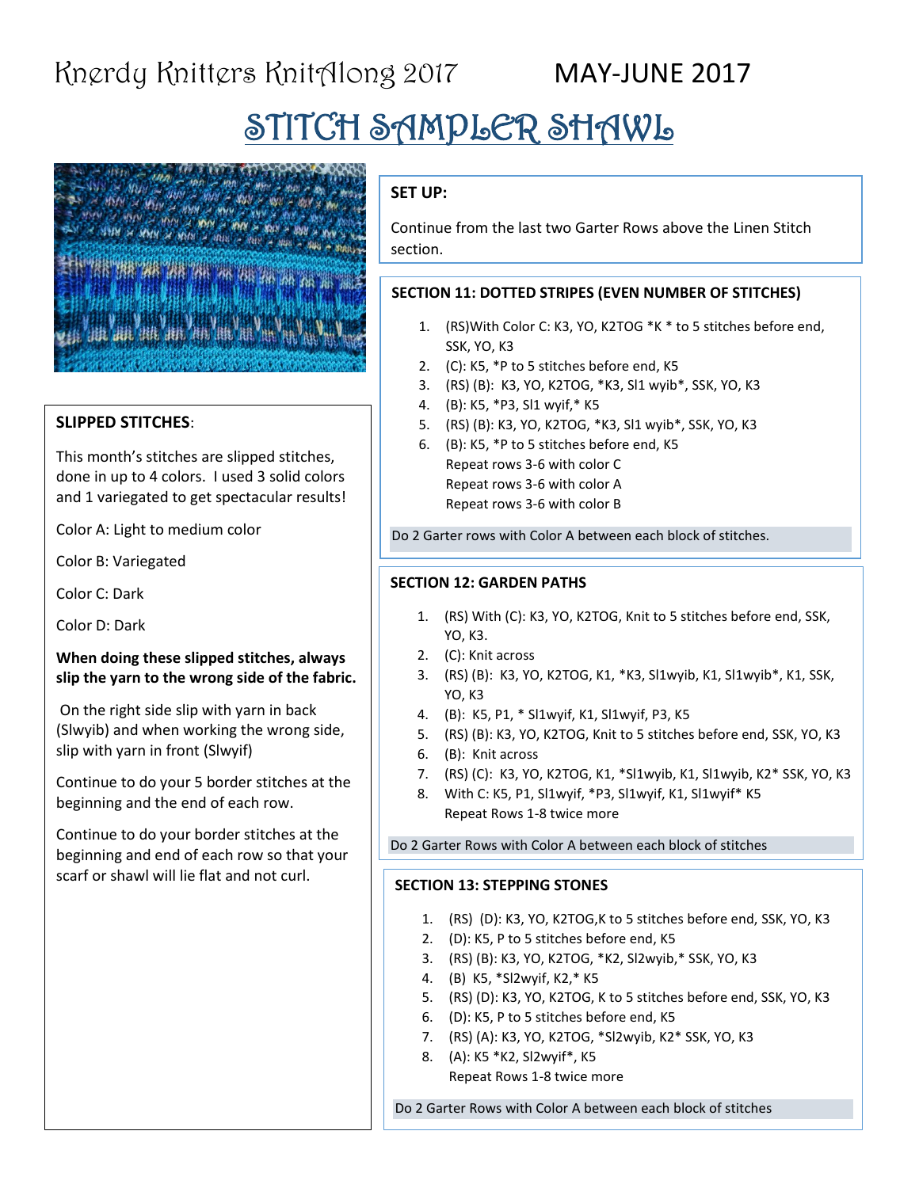Knerdy Knitters KnitAlong 2017 MAY-JUNE 2017

# STITCH SAMPLER SHAWL

### SLIPPED STITCHES:

This month's stitches are slipped stitches, done in up to 4 colors. I used 3 solid colors and 1 variegated to get spectacular results!

Color A: Light to medium color

Color B: Variegated

Color C: Dark

Color D: Dark

**When doing these slipped stitches, always slip the yarn to the wrong side of the fabric.**

On the right side slip with yarn in back (Slwyib) and when working the wrong side, slip with yarn in front (Slwyif)

Continue to do your 5 border stitches at the beginning and the end of each row.

Continue to do your border stitches at the beginning and end of each row so that your scarf or shawl will lie flat and not curl.

### SET UP:

Continue from the last two Garter Rows above the Linen Stitch section.

### SECTION 11: DOTTED STRIPES (EVEN NUMBER OF STITCHES)

1. (RS)With Color C: K3, YO, K2TOG *K * to 5 stitches before end, SSK, YO, K3
2. (C): K5, *P to 5 stitches before end, K5
3. (RS) (B): K3, YO, K2TOG, *K3, Sl1 wyib*, SSK, YO, K3
4. (B): K5, *P3, Sl1 wyif,* K5
5. (RS) (B): K3, YO, K2TOG, *K3, Sl1 wyib*, SSK, YO, K3
6. (B): K5, *P to 5 stitches before end, K5
   Repeat rows 3-6 with color C
   Repeat rows 3-6 with color A
   Repeat rows 3-6 with color B

Do 2 Garter rows with Color A between each block of stitches.

### SECTION 12: GARDEN PATHS

1. (RS) With (C): K3, YO, K2TOG, Knit to 5 stitches before end, SSK, YO, K3.
2. (C): Knit across
3. (RS) (B): K3, YO, K2TOG, K1, *K3, Sl1wyib, K1, Sl1wyib*, K1, SSK, YO, K3
4. (B): K5, P1, * Sl1wyif, K1, Sl1wyif, P3, K5
5. (RS) (B): K3, YO, K2TOG, Knit to 5 stitches before end, SSK, YO, K3
6. (B): Knit across
7. (RS) (C): K3, YO, K2TOG, K1, *Sl1wyib, K1, Sl1wyib, K2* SSK, YO, K3
8. With C: K5, P1, Sl1wyif, *P3, Sl1wyif, K1, Sl1wyif* K5
   Repeat Rows 1-8 twice more

Do 2 Garter Rows with Color A between each block of stitches

### SECTION 13: STEPPING STONES

1. (RS) (D): K3, YO, K2TOG,K to 5 stitches before end, SSK, YO, K3
2. (D): K5, P to 5 stitches before end, K5
3. (RS) (B): K3, YO, K2TOG, *K2, Sl2wyib,* SSK, YO, K3
4. (B) K5, *Sl2wyif, K2,* K5
5. (RS) (D): K3, YO, K2TOG, K to 5 stitches before end, SSK, YO, K3
6. (D): K5, P to 5 stitches before end, K5
7. (RS) (A): K3, YO, K2TOG, *Sl2wyib, K2* SSK, YO, K3
8. (A): K5 *K2, Sl2wyif*, K5
   Repeat Rows 1-8 twice more

Do 2 Garter Rows with Color A between each block of stitches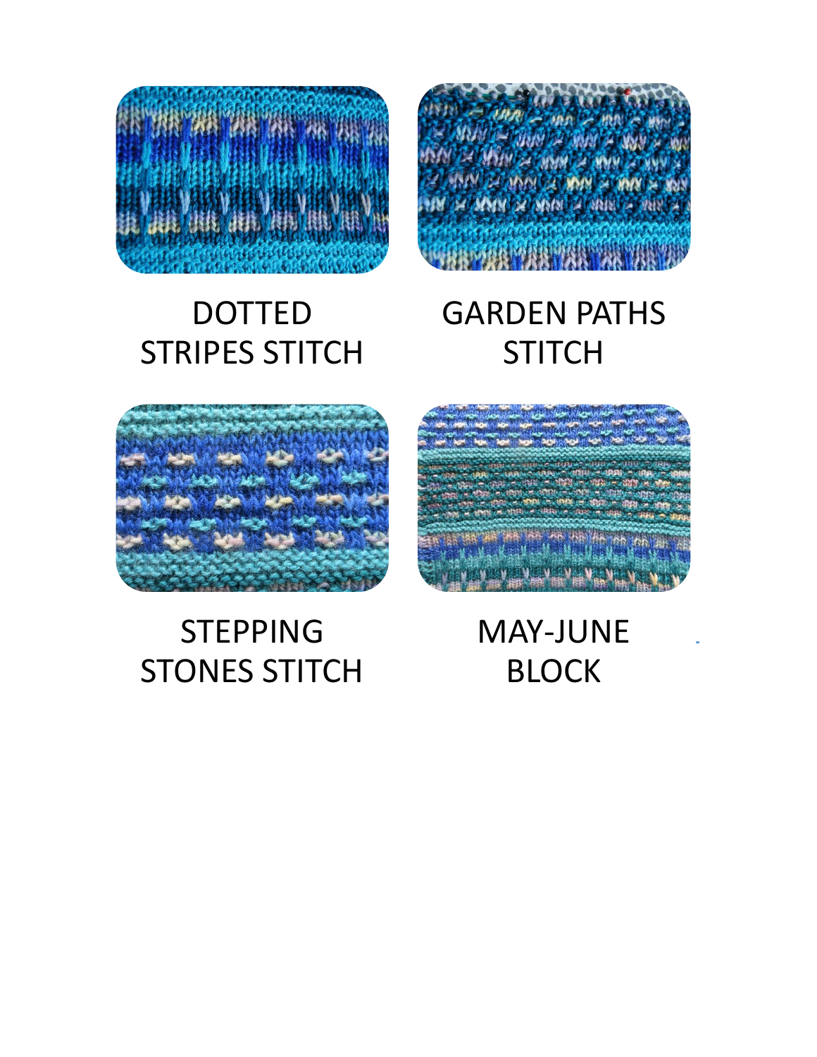DOTTED STRIPES STITCH

GARDEN PATHS STITCH

STEPPING STONES STITCH

MAY-JUNE BLOCK